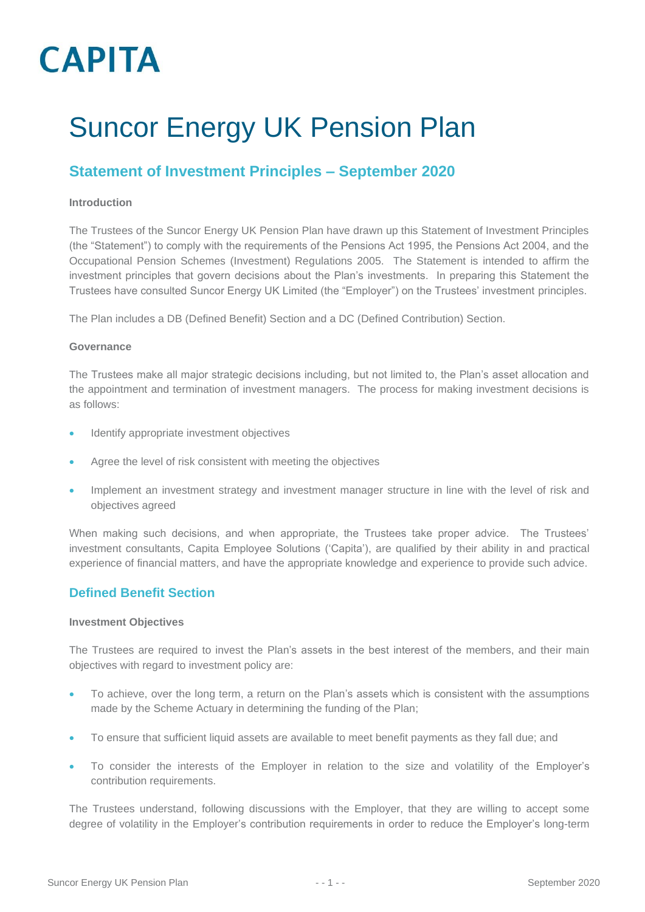CAPITA

# Suncor Energy UK Pension Plan

## Statement of Investment Principles – September 2020

**Introduction**

The Trustees of the Suncor Energy UK Pension Plan have drawn up this Statement of Investment Principles (the "Statement") to comply with the requirements of the Pensions Act 1995, the Pensions Act 2004, and the Occupational Pension Schemes (Investment) Regulations 2005. The Statement is intended to affirm the investment principles that govern decisions about the Plan's investments. In preparing this Statement the Trustees have consulted Suncor Energy UK Limited (the "Employer") on the Trustees' investment principles.

The Plan includes a DB (Defined Benefit) Section and a DC (Defined Contribution) Section.

**Governance**

The Trustees make all major strategic decisions including, but not limited to, the Plan's asset allocation and the appointment and termination of investment managers. The process for making investment decisions is as follows:

- Identify appropriate investment objectives
- Agree the level of risk consistent with meeting the objectives
- Implement an investment strategy and investment manager structure in line with the level of risk and objectives agreed

When making such decisions, and when appropriate, the Trustees take proper advice. The Trustees' investment consultants, Capita Employee Solutions ('Capita'), are qualified by their ability in and practical experience of financial matters, and have the appropriate knowledge and experience to provide such advice.

## Defined Benefit Section

**Investment Objectives**

The Trustees are required to invest the Plan's assets in the best interest of the members, and their main objectives with regard to investment policy are:

- To achieve, over the long term, a return on the Plan's assets which is consistent with the assumptions made by the Scheme Actuary in determining the funding of the Plan;
- To ensure that sufficient liquid assets are available to meet benefit payments as they fall due; and
- To consider the interests of the Employer in relation to the size and volatility of the Employer's contribution requirements.

The Trustees understand, following discussions with the Employer, that they are willing to accept some degree of volatility in the Employer's contribution requirements in order to reduce the Employer's long-term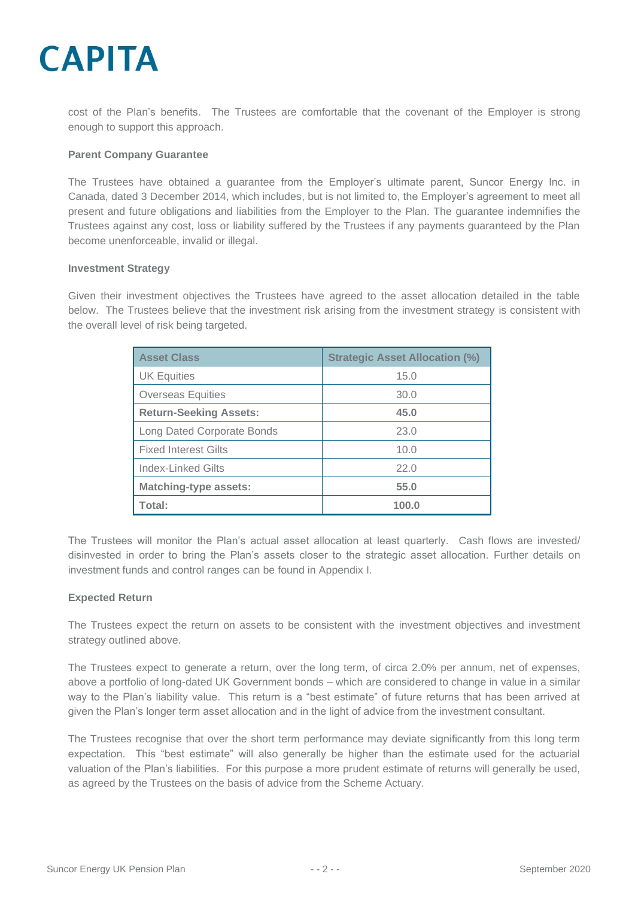cost of the Plan's benefits. The Trustees are comfortable that the covenant of the Employer is strong enough to support this approach.

**Parent Company Guarantee**

The Trustees have obtained a guarantee from the Employer's ultimate parent, Suncor Energy Inc. in Canada, dated 3 December 2014, which includes, but is not limited to, the Employer's agreement to meet all present and future obligations and liabilities from the Employer to the Plan. The guarantee indemnifies the Trustees against any cost, loss or liability suffered by the Trustees if any payments guaranteed by the Plan become unenforceable, invalid or illegal.

**Investment Strategy**

Given their investment objectives the Trustees have agreed to the asset allocation detailed in the table below. The Trustees believe that the investment risk arising from the investment strategy is consistent with the overall level of risk being targeted.

| Asset Class | Strategic Asset Allocation (%) |
|---|---|
| UK Equities | 15.0 |
| Overseas Equities | 30.0 |
| **Return-Seeking Assets:** | **45.0** |
| Long Dated Corporate Bonds | 23.0 |
| Fixed Interest Gilts | 10.0 |
| Index-Linked Gilts | 22.0 |
| **Matching-type assets:** | **55.0** |
| **Total:** | **100.0** |

The Trustees will monitor the Plan's actual asset allocation at least quarterly. Cash flows are invested/ disinvested in order to bring the Plan's assets closer to the strategic asset allocation. Further details on investment funds and control ranges can be found in Appendix I.

**Expected Return**

The Trustees expect the return on assets to be consistent with the investment objectives and investment strategy outlined above.

The Trustees expect to generate a return, over the long term, of circa 2.0% per annum, net of expenses, above a portfolio of long-dated UK Government bonds – which are considered to change in value in a similar way to the Plan's liability value. This return is a "best estimate" of future returns that has been arrived at given the Plan's longer term asset allocation and in the light of advice from the investment consultant.

The Trustees recognise that over the short term performance may deviate significantly from this long term expectation. This "best estimate" will also generally be higher than the estimate used for the actuarial valuation of the Plan's liabilities. For this purpose a more prudent estimate of returns will generally be used, as agreed by the Trustees on the basis of advice from the Scheme Actuary.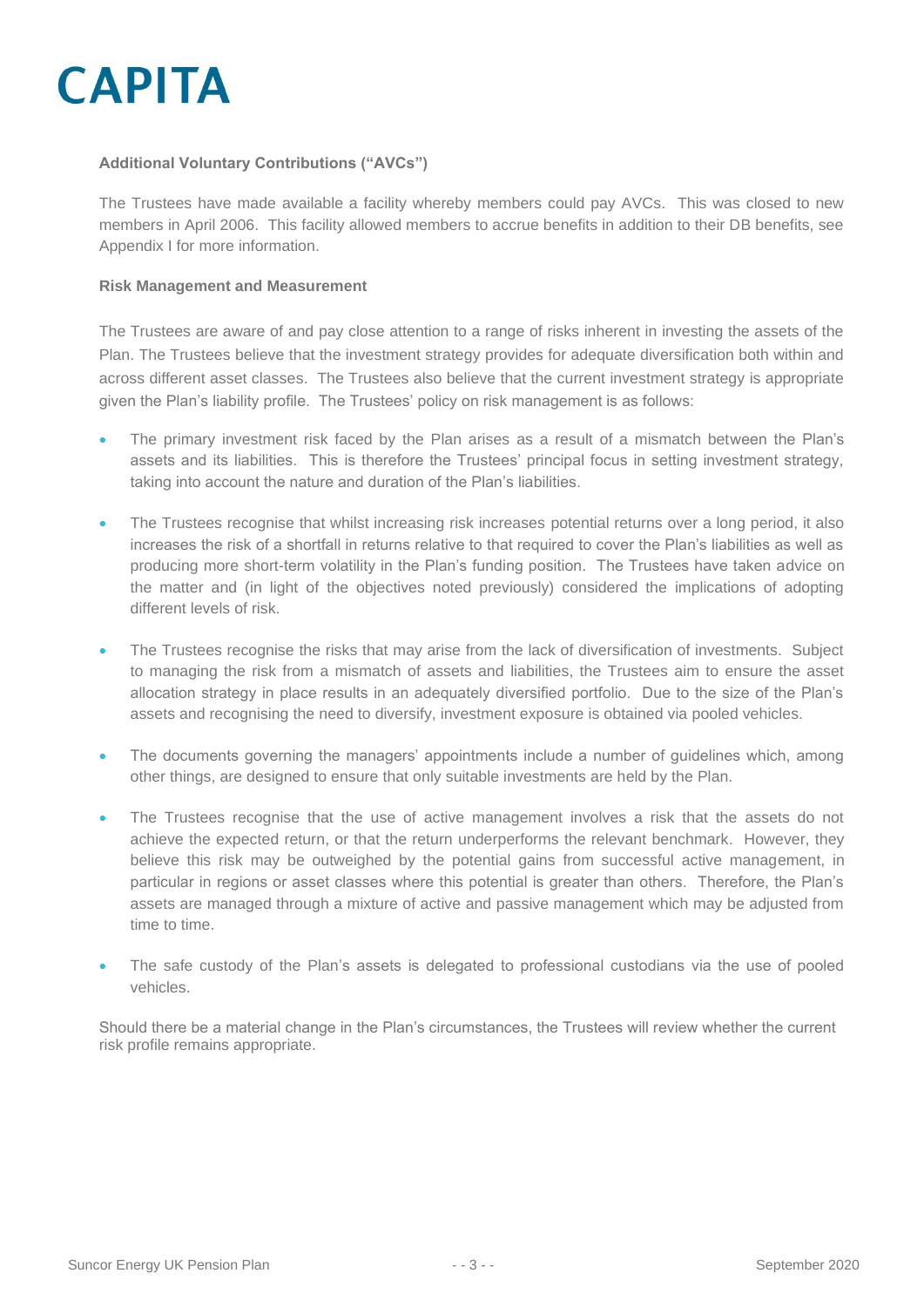### Additional Voluntary Contributions ("AVCs")

The Trustees have made available a facility whereby members could pay AVCs. This was closed to new members in April 2006. This facility allowed members to accrue benefits in addition to their DB benefits, see Appendix I for more information.

### Risk Management and Measurement

The Trustees are aware of and pay close attention to a range of risks inherent in investing the assets of the Plan. The Trustees believe that the investment strategy provides for adequate diversification both within and across different asset classes. The Trustees also believe that the current investment strategy is appropriate given the Plan's liability profile. The Trustees' policy on risk management is as follows:

- The primary investment risk faced by the Plan arises as a result of a mismatch between the Plan's assets and its liabilities. This is therefore the Trustees' principal focus in setting investment strategy, taking into account the nature and duration of the Plan's liabilities.

- The Trustees recognise that whilst increasing risk increases potential returns over a long period, it also increases the risk of a shortfall in returns relative to that required to cover the Plan's liabilities as well as producing more short-term volatility in the Plan's funding position. The Trustees have taken advice on the matter and (in light of the objectives noted previously) considered the implications of adopting different levels of risk.

- The Trustees recognise the risks that may arise from the lack of diversification of investments. Subject to managing the risk from a mismatch of assets and liabilities, the Trustees aim to ensure the asset allocation strategy in place results in an adequately diversified portfolio. Due to the size of the Plan's assets and recognising the need to diversify, investment exposure is obtained via pooled vehicles.

- The documents governing the managers' appointments include a number of guidelines which, among other things, are designed to ensure that only suitable investments are held by the Plan.

- The Trustees recognise that the use of active management involves a risk that the assets do not achieve the expected return, or that the return underperforms the relevant benchmark. However, they believe this risk may be outweighed by the potential gains from successful active management, in particular in regions or asset classes where this potential is greater than others. Therefore, the Plan's assets are managed through a mixture of active and passive management which may be adjusted from time to time.

- The safe custody of the Plan's assets is delegated to professional custodians via the use of pooled vehicles.

Should there be a material change in the Plan's circumstances, the Trustees will review whether the current risk profile remains appropriate.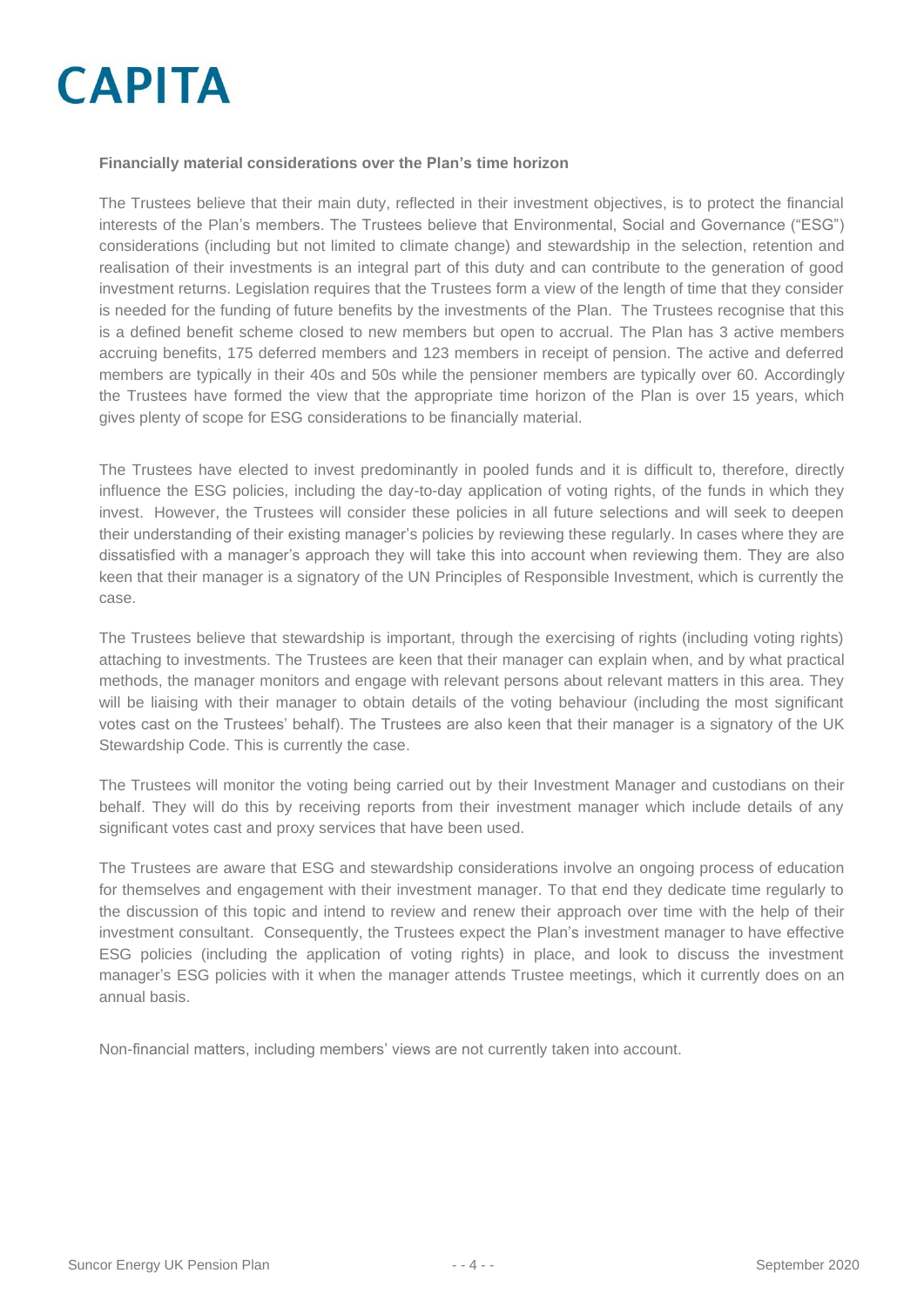**Financially material considerations over the Plan's time horizon**

The Trustees believe that their main duty, reflected in their investment objectives, is to protect the financial interests of the Plan's members. The Trustees believe that Environmental, Social and Governance ("ESG") considerations (including but not limited to climate change) and stewardship in the selection, retention and realisation of their investments is an integral part of this duty and can contribute to the generation of good investment returns. Legislation requires that the Trustees form a view of the length of time that they consider is needed for the funding of future benefits by the investments of the Plan. The Trustees recognise that this is a defined benefit scheme closed to new members but open to accrual. The Plan has 3 active members accruing benefits, 175 deferred members and 123 members in receipt of pension. The active and deferred members are typically in their 40s and 50s while the pensioner members are typically over 60. Accordingly the Trustees have formed the view that the appropriate time horizon of the Plan is over 15 years, which gives plenty of scope for ESG considerations to be financially material.

The Trustees have elected to invest predominantly in pooled funds and it is difficult to, therefore, directly influence the ESG policies, including the day-to-day application of voting rights, of the funds in which they invest. However, the Trustees will consider these policies in all future selections and will seek to deepen their understanding of their existing manager's policies by reviewing these regularly. In cases where they are dissatisfied with a manager's approach they will take this into account when reviewing them. They are also keen that their manager is a signatory of the UN Principles of Responsible Investment, which is currently the case.

The Trustees believe that stewardship is important, through the exercising of rights (including voting rights) attaching to investments. The Trustees are keen that their manager can explain when, and by what practical methods, the manager monitors and engage with relevant persons about relevant matters in this area. They will be liaising with their manager to obtain details of the voting behaviour (including the most significant votes cast on the Trustees' behalf). The Trustees are also keen that their manager is a signatory of the UK Stewardship Code. This is currently the case.

The Trustees will monitor the voting being carried out by their Investment Manager and custodians on their behalf. They will do this by receiving reports from their investment manager which include details of any significant votes cast and proxy services that have been used.

The Trustees are aware that ESG and stewardship considerations involve an ongoing process of education for themselves and engagement with their investment manager. To that end they dedicate time regularly to the discussion of this topic and intend to review and renew their approach over time with the help of their investment consultant. Consequently, the Trustees expect the Plan's investment manager to have effective ESG policies (including the application of voting rights) in place, and look to discuss the investment manager's ESG policies with it when the manager attends Trustee meetings, which it currently does on an annual basis.

Non-financial matters, including members' views are not currently taken into account.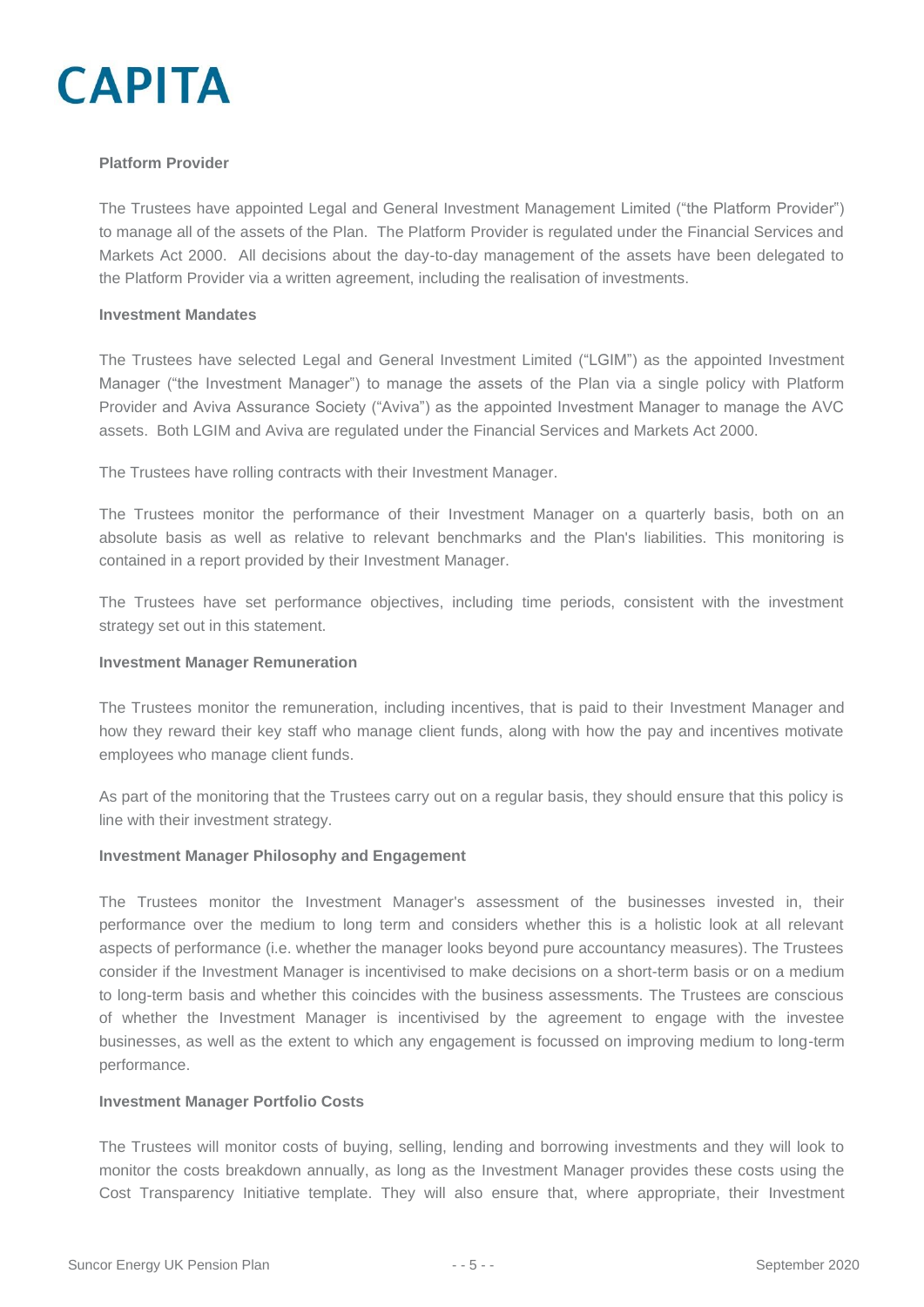#### Platform Provider

The Trustees have appointed Legal and General Investment Management Limited ("the Platform Provider") to manage all of the assets of the Plan. The Platform Provider is regulated under the Financial Services and Markets Act 2000. All decisions about the day-to-day management of the assets have been delegated to the Platform Provider via a written agreement, including the realisation of investments.

#### Investment Mandates

The Trustees have selected Legal and General Investment Limited ("LGIM") as the appointed Investment Manager ("the Investment Manager") to manage the assets of the Plan via a single policy with Platform Provider and Aviva Assurance Society ("Aviva") as the appointed Investment Manager to manage the AVC assets. Both LGIM and Aviva are regulated under the Financial Services and Markets Act 2000.

The Trustees have rolling contracts with their Investment Manager.

The Trustees monitor the performance of their Investment Manager on a quarterly basis, both on an absolute basis as well as relative to relevant benchmarks and the Plan's liabilities. This monitoring is contained in a report provided by their Investment Manager.

The Trustees have set performance objectives, including time periods, consistent with the investment strategy set out in this statement.

#### Investment Manager Remuneration

The Trustees monitor the remuneration, including incentives, that is paid to their Investment Manager and how they reward their key staff who manage client funds, along with how the pay and incentives motivate employees who manage client funds.

As part of the monitoring that the Trustees carry out on a regular basis, they should ensure that this policy is line with their investment strategy.

#### Investment Manager Philosophy and Engagement

The Trustees monitor the Investment Manager's assessment of the businesses invested in, their performance over the medium to long term and considers whether this is a holistic look at all relevant aspects of performance (i.e. whether the manager looks beyond pure accountancy measures). The Trustees consider if the Investment Manager is incentivised to make decisions on a short-term basis or on a medium to long-term basis and whether this coincides with the business assessments. The Trustees are conscious of whether the Investment Manager is incentivised by the agreement to engage with the investee businesses, as well as the extent to which any engagement is focussed on improving medium to long-term performance.

#### Investment Manager Portfolio Costs

The Trustees will monitor costs of buying, selling, lending and borrowing investments and they will look to monitor the costs breakdown annually, as long as the Investment Manager provides these costs using the Cost Transparency Initiative template. They will also ensure that, where appropriate, their Investment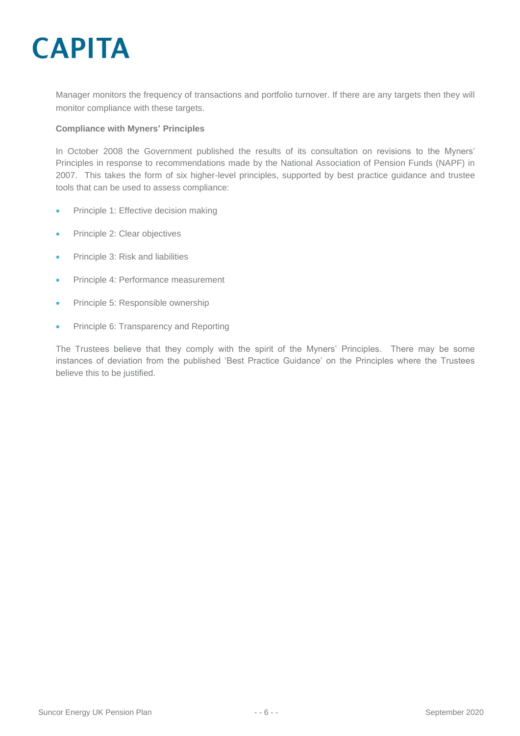Manager monitors the frequency of transactions and portfolio turnover. If there are any targets then they will monitor compliance with these targets.

**Compliance with Myners' Principles**

In October 2008 the Government published the results of its consultation on revisions to the Myners' Principles in response to recommendations made by the National Association of Pension Funds (NAPF) in 2007. This takes the form of six higher-level principles, supported by best practice guidance and trustee tools that can be used to assess compliance:

- Principle 1: Effective decision making
- Principle 2: Clear objectives
- Principle 3: Risk and liabilities
- Principle 4: Performance measurement
- Principle 5: Responsible ownership
- Principle 6: Transparency and Reporting

The Trustees believe that they comply with the spirit of the Myners' Principles. There may be some instances of deviation from the published 'Best Practice Guidance' on the Principles where the Trustees believe this to be justified.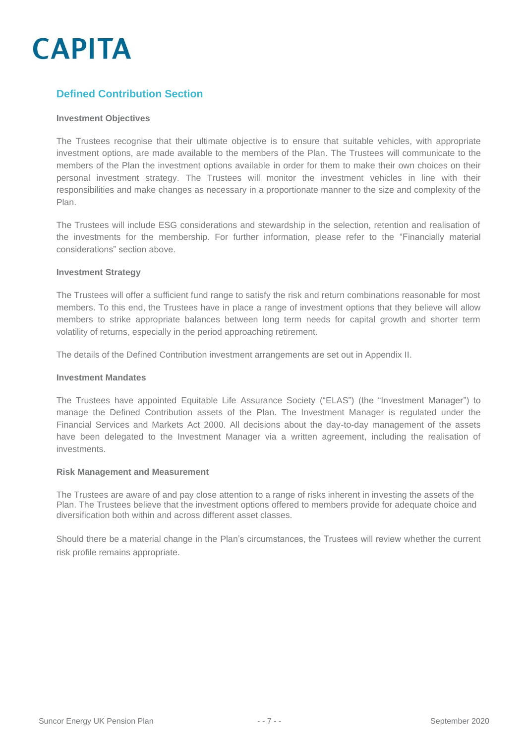## Defined Contribution Section

**Investment Objectives**

The Trustees recognise that their ultimate objective is to ensure that suitable vehicles, with appropriate investment options, are made available to the members of the Plan. The Trustees will communicate to the members of the Plan the investment options available in order for them to make their own choices on their personal investment strategy. The Trustees will monitor the investment vehicles in line with their responsibilities and make changes as necessary in a proportionate manner to the size and complexity of the Plan.

The Trustees will include ESG considerations and stewardship in the selection, retention and realisation of the investments for the membership. For further information, please refer to the "Financially material considerations" section above.

**Investment Strategy**

The Trustees will offer a sufficient fund range to satisfy the risk and return combinations reasonable for most members. To this end, the Trustees have in place a range of investment options that they believe will allow members to strike appropriate balances between long term needs for capital growth and shorter term volatility of returns, especially in the period approaching retirement.

The details of the Defined Contribution investment arrangements are set out in Appendix II.

**Investment Mandates**

The Trustees have appointed Equitable Life Assurance Society ("ELAS") (the "Investment Manager") to manage the Defined Contribution assets of the Plan. The Investment Manager is regulated under the Financial Services and Markets Act 2000. All decisions about the day-to-day management of the assets have been delegated to the Investment Manager via a written agreement, including the realisation of investments.

**Risk Management and Measurement**

The Trustees are aware of and pay close attention to a range of risks inherent in investing the assets of the Plan. The Trustees believe that the investment options offered to members provide for adequate choice and diversification both within and across different asset classes.

Should there be a material change in the Plan's circumstances, the Trustees will review whether the current risk profile remains appropriate.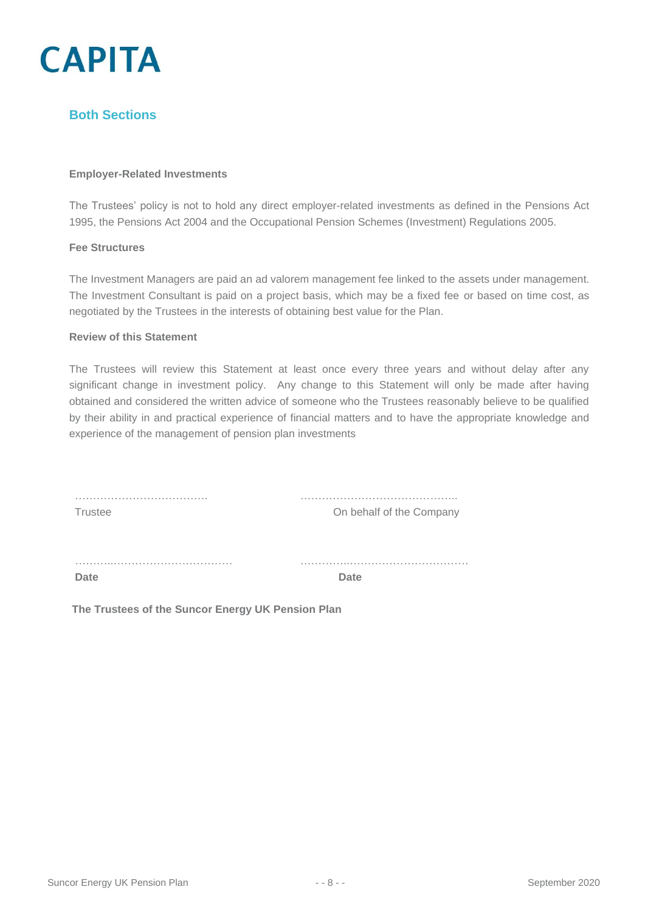## Both Sections

**Employer-Related Investments**

The Trustees' policy is not to hold any direct employer-related investments as defined in the Pensions Act 1995, the Pensions Act 2004 and the Occupational Pension Schemes (Investment) Regulations 2005.

**Fee Structures**

The Investment Managers are paid an ad valorem management fee linked to the assets under management. The Investment Consultant is paid on a project basis, which may be a fixed fee or based on time cost, as negotiated by the Trustees in the interests of obtaining best value for the Plan.

**Review of this Statement**

The Trustees will review this Statement at least once every three years and without delay after any significant change in investment policy. Any change to this Statement will only be made after having obtained and considered the written advice of someone who the Trustees reasonably believe to be qualified by their ability in and practical experience of financial matters and to have the appropriate knowledge and experience of the management of pension plan investments

| ……………………………… | …………………………………….. |
|---|---|
| Trustee | On behalf of the Company |
| ……………………………………… | ……………………………………… |
| **Date** | **Date** |

**The Trustees of the Suncor Energy UK Pension Plan**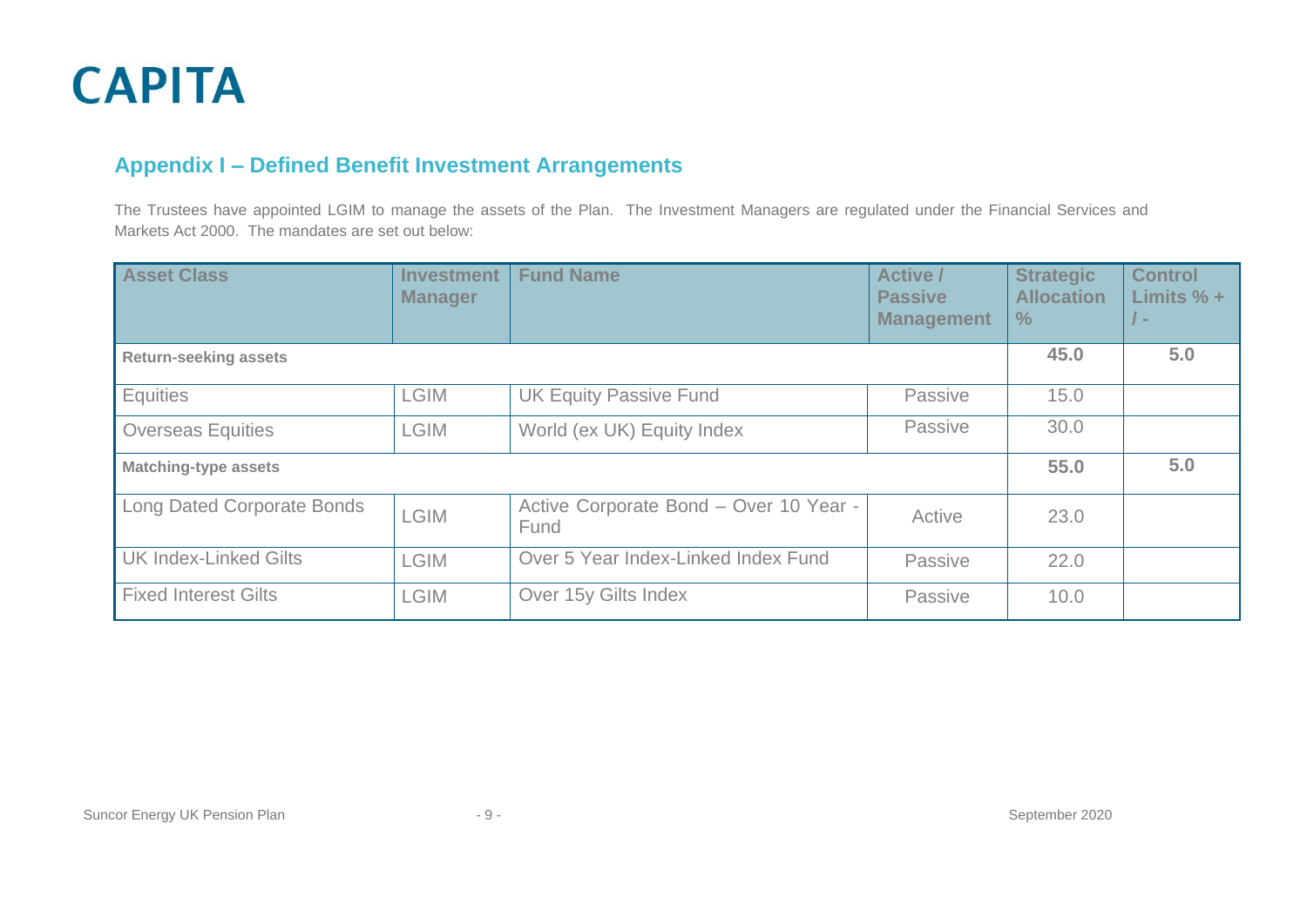## Appendix I – Defined Benefit Investment Arrangements

The Trustees have appointed LGIM to manage the assets of the Plan. The Investment Managers are regulated under the Financial Services and Markets Act 2000. The mandates are set out below:

| Asset Class | Investment Manager | Fund Name | Active / Passive Management | Strategic Allocation % | Control Limits % + / - |
|---|---|---|---|---|---|
| **Return-seeking assets** | | | | **45.0** | **5.0** |
| Equities | LGIM | UK Equity Passive Fund | Passive | 15.0 | |
| Overseas Equities | LGIM | World (ex UK) Equity Index | Passive | 30.0 | |
| **Matching-type assets** | | | | **55.0** | **5.0** |
| Long Dated Corporate Bonds | LGIM | Active Corporate Bond – Over 10 Year - Fund | Active | 23.0 | |
| UK Index-Linked Gilts | LGIM | Over 5 Year Index-Linked Index Fund | Passive | 22.0 | |
| Fixed Interest Gilts | LGIM | Over 15y Gilts Index | Passive | 10.0 | |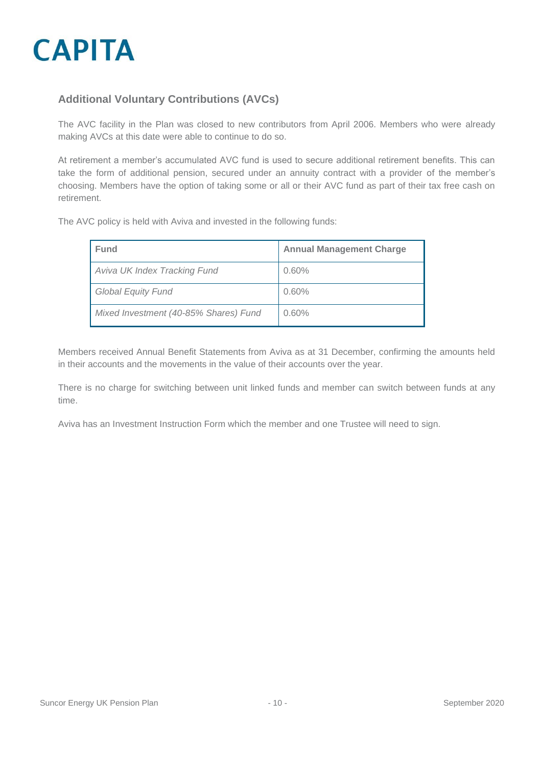## Additional Voluntary Contributions (AVCs)

The AVC facility in the Plan was closed to new contributors from April 2006. Members who were already making AVCs at this date were able to continue to do so.

At retirement a member's accumulated AVC fund is used to secure additional retirement benefits. This can take the form of additional pension, secured under an annuity contract with a provider of the member's choosing. Members have the option of taking some or all or their AVC fund as part of their tax free cash on retirement.

The AVC policy is held with Aviva and invested in the following funds:

| Fund | Annual Management Charge |
|---|---|
| *Aviva UK Index Tracking Fund* | 0.60% |
| *Global Equity Fund* | 0.60% |
| *Mixed Investment (40-85% Shares) Fund* | 0.60% |

Members received Annual Benefit Statements from Aviva as at 31 December, confirming the amounts held in their accounts and the movements in the value of their accounts over the year.

There is no charge for switching between unit linked funds and member can switch between funds at any time.

Aviva has an Investment Instruction Form which the member and one Trustee will need to sign.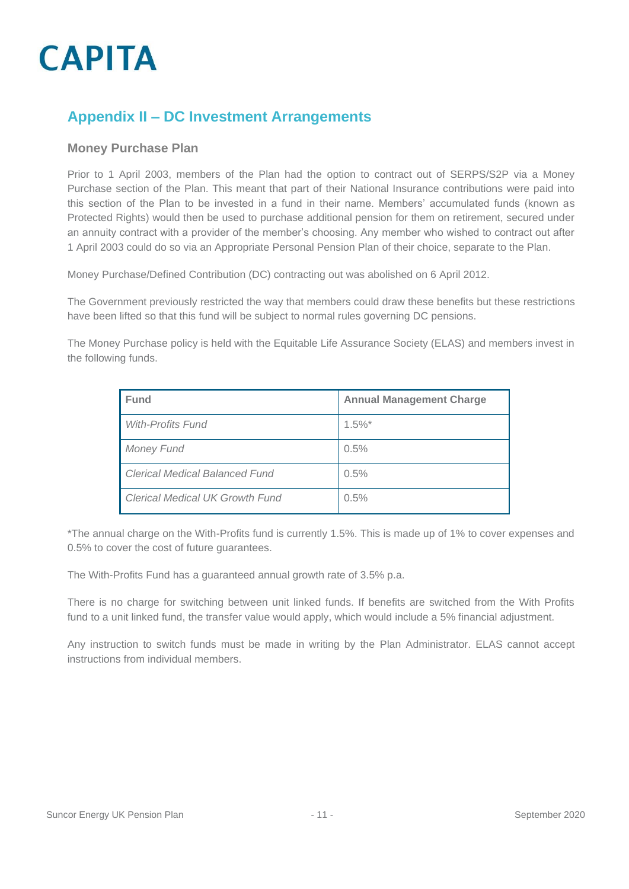## Appendix II – DC Investment Arrangements

### Money Purchase Plan

Prior to 1 April 2003, members of the Plan had the option to contract out of SERPS/S2P via a Money Purchase section of the Plan. This meant that part of their National Insurance contributions were paid into this section of the Plan to be invested in a fund in their name. Members' accumulated funds (known as Protected Rights) would then be used to purchase additional pension for them on retirement, secured under an annuity contract with a provider of the member's choosing. Any member who wished to contract out after 1 April 2003 could do so via an Appropriate Personal Pension Plan of their choice, separate to the Plan.

Money Purchase/Defined Contribution (DC) contracting out was abolished on 6 April 2012.

The Government previously restricted the way that members could draw these benefits but these restrictions have been lifted so that this fund will be subject to normal rules governing DC pensions.

The Money Purchase policy is held with the Equitable Life Assurance Society (ELAS) and members invest in the following funds.

| Fund | Annual Management Charge |
| --- | --- |
| *With-Profits Fund* | 1.5%* |
| *Money Fund* | 0.5% |
| *Clerical Medical Balanced Fund* | 0.5% |
| *Clerical Medical UK Growth Fund* | 0.5% |

*The annual charge on the With-Profits fund is currently 1.5%. This is made up of 1% to cover expenses and 0.5% to cover the cost of future guarantees.

The With-Profits Fund has a guaranteed annual growth rate of 3.5% p.a.

There is no charge for switching between unit linked funds. If benefits are switched from the With Profits fund to a unit linked fund, the transfer value would apply, which would include a 5% financial adjustment.

Any instruction to switch funds must be made in writing by the Plan Administrator. ELAS cannot accept instructions from individual members.